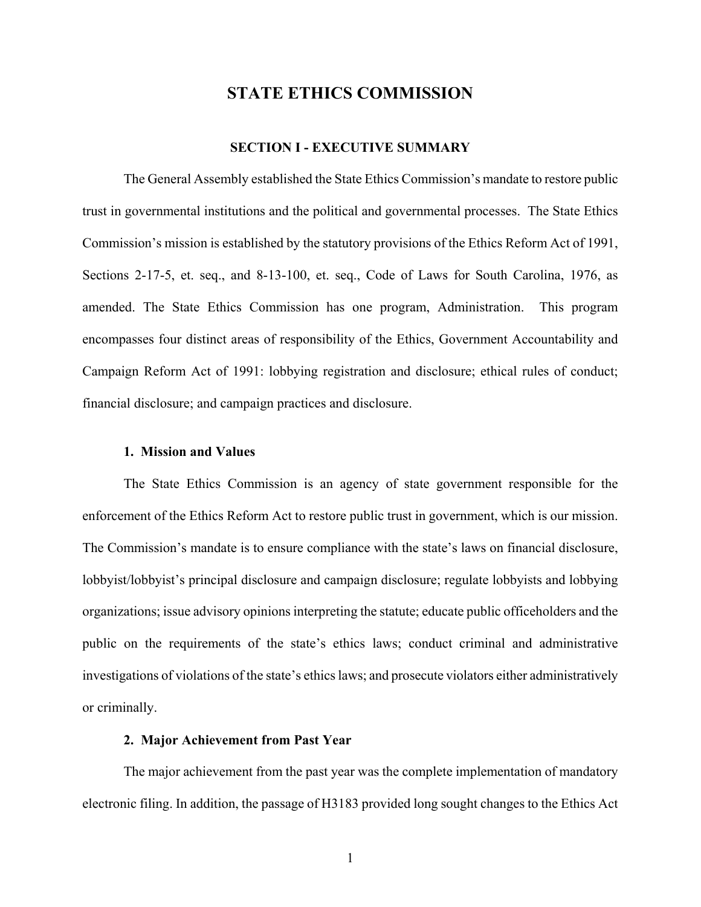# STATE ETHICS COMMISSION

## SECTION I - EXECUTIVE SUMMARY

The General Assembly established the State Ethics Commission's mandate to restore public trust in governmental institutions and the political and governmental processes. The State Ethics Commission's mission is established by the statutory provisions of the Ethics Reform Act of 1991, Sections 2-17-5, et. seq., and 8-13-100, et. seq., Code of Laws for South Carolina, 1976, as amended. The State Ethics Commission has one program, Administration. This program encompasses four distinct areas of responsibility of the Ethics, Government Accountability and Campaign Reform Act of 1991: lobbying registration and disclosure; ethical rules of conduct; financial disclosure; and campaign practices and disclosure.

### 1. Mission and Values

The State Ethics Commission is an agency of state government responsible for the enforcement of the Ethics Reform Act to restore public trust in government, which is our mission. The Commission's mandate is to ensure compliance with the state's laws on financial disclosure, lobbyist/lobbyist's principal disclosure and campaign disclosure; regulate lobbyists and lobbying organizations; issue advisory opinions interpreting the statute; educate public officeholders and the public on the requirements of the state's ethics laws; conduct criminal and administrative investigations of violations of the state's ethics laws; and prosecute violators either administratively or criminally.

### 2. Major Achievement from Past Year

The major achievement from the past year was the complete implementation of mandatory electronic filing. In addition, the passage of H3183 provided long sought changes to the Ethics Act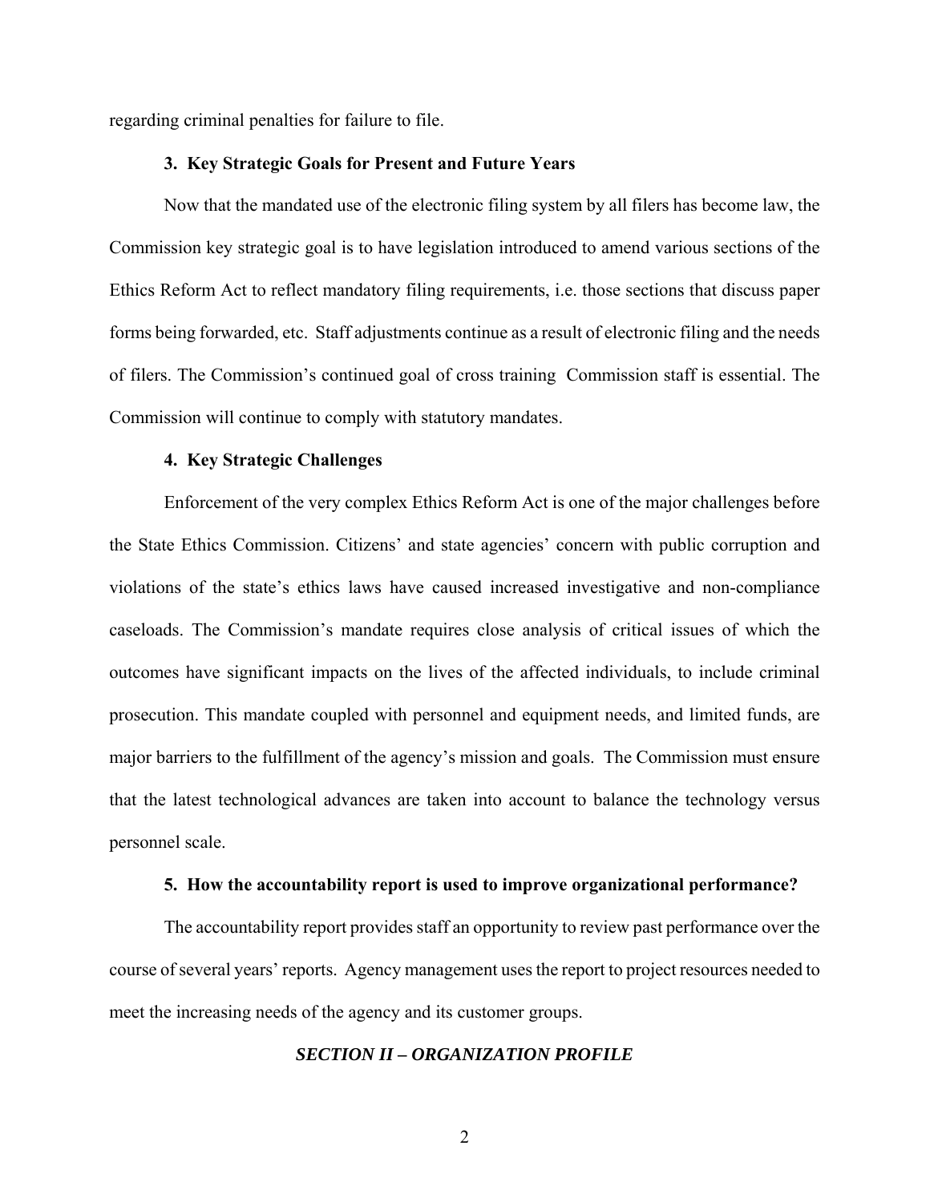regarding criminal penalties for failure to file.

### 3. Key Strategic Goals for Present and Future Years

Now that the mandated use of the electronic filing system by all filers has become law, the Commission key strategic goal is to have legislation introduced to amend various sections of the Ethics Reform Act to reflect mandatory filing requirements, i.e. those sections that discuss paper forms being forwarded, etc. Staff adjustments continue as a result of electronic filing and the needs of filers. The Commission's continued goal of cross training Commission staff is essential. The Commission will continue to comply with statutory mandates.

### 4. Key Strategic Challenges

Enforcement of the very complex Ethics Reform Act is one of the major challenges before the State Ethics Commission. Citizens' and state agencies' concern with public corruption and violations of the state's ethics laws have caused increased investigative and non-compliance caseloads. The Commission's mandate requires close analysis of critical issues of which the outcomes have significant impacts on the lives of the affected individuals, to include criminal prosecution. This mandate coupled with personnel and equipment needs, and limited funds, are major barriers to the fulfillment of the agency's mission and goals. The Commission must ensure that the latest technological advances are taken into account to balance the technology versus personnel scale.

### 5. How the accountability report is used to improve organizational performance?

The accountability report provides staff an opportunity to review past performance over the course of several years' reports. Agency management uses the report to project resources needed to meet the increasing needs of the agency and its customer groups.

## *SECTION II – ORGANIZATION PROFILE*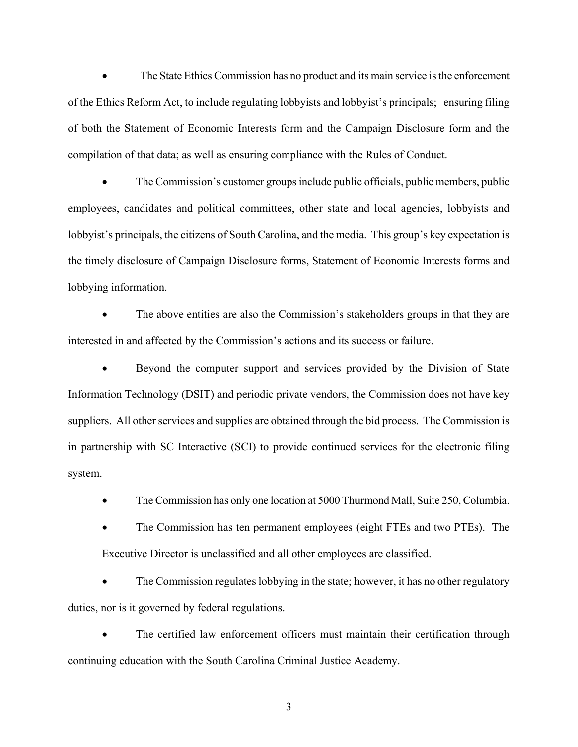- The State Ethics Commission has no product and its main service is the enforcement of the Ethics Reform Act, to include regulating lobbyists and lobbyist's principals; ensuring filing of both the Statement of Economic Interests form and the Campaign Disclosure form and the compilation of that data; as well as ensuring compliance with the Rules of Conduct.

- The Commission's customer groups include public officials, public members, public employees, candidates and political committees, other state and local agencies, lobbyists and lobbyist's principals, the citizens of South Carolina, and the media. This group's key expectation is the timely disclosure of Campaign Disclosure forms, Statement of Economic Interests forms and lobbying information.

- The above entities are also the Commission's stakeholders groups in that they are interested in and affected by the Commission's actions and its success or failure.

- Beyond the computer support and services provided by the Division of State Information Technology (DSIT) and periodic private vendors, the Commission does not have key suppliers. All other services and supplies are obtained through the bid process. The Commission is in partnership with SC Interactive (SCI) to provide continued services for the electronic filing system.

- The Commission has only one location at 5000 Thurmond Mall, Suite 250, Columbia.

- The Commission has ten permanent employees (eight FTEs and two PTEs). The Executive Director is unclassified and all other employees are classified.

- The Commission regulates lobbying in the state; however, it has no other regulatory duties, nor is it governed by federal regulations.

- The certified law enforcement officers must maintain their certification through continuing education with the South Carolina Criminal Justice Academy.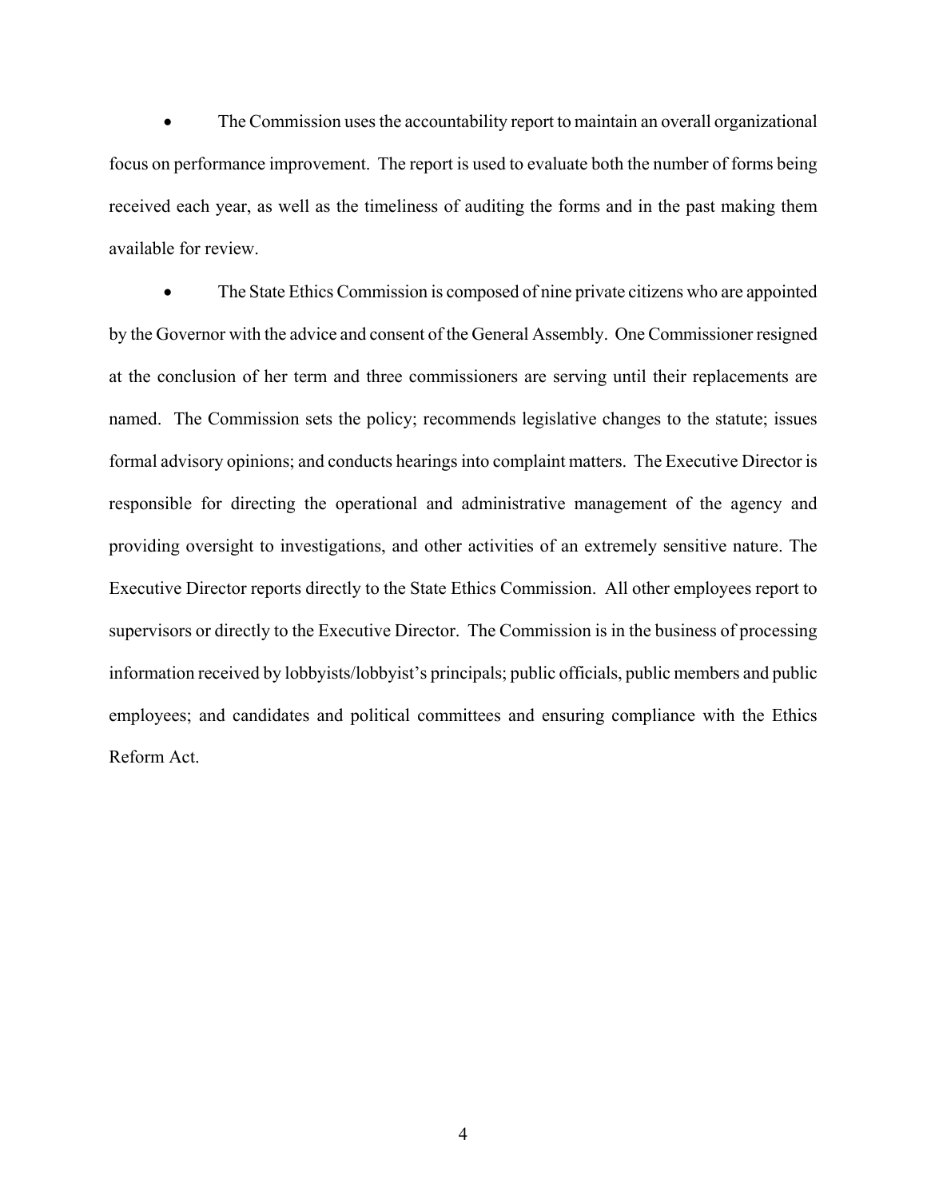- The Commission uses the accountability report to maintain an overall organizational focus on performance improvement. The report is used to evaluate both the number of forms being received each year, as well as the timeliness of auditing the forms and in the past making them available for review.

- The State Ethics Commission is composed of nine private citizens who are appointed by the Governor with the advice and consent of the General Assembly. One Commissioner resigned at the conclusion of her term and three commissioners are serving until their replacements are named. The Commission sets the policy; recommends legislative changes to the statute; issues formal advisory opinions; and conducts hearings into complaint matters. The Executive Director is responsible for directing the operational and administrative management of the agency and providing oversight to investigations, and other activities of an extremely sensitive nature. The Executive Director reports directly to the State Ethics Commission. All other employees report to supervisors or directly to the Executive Director. The Commission is in the business of processing information received by lobbyists/lobbyist's principals; public officials, public members and public employees; and candidates and political committees and ensuring compliance with the Ethics Reform Act.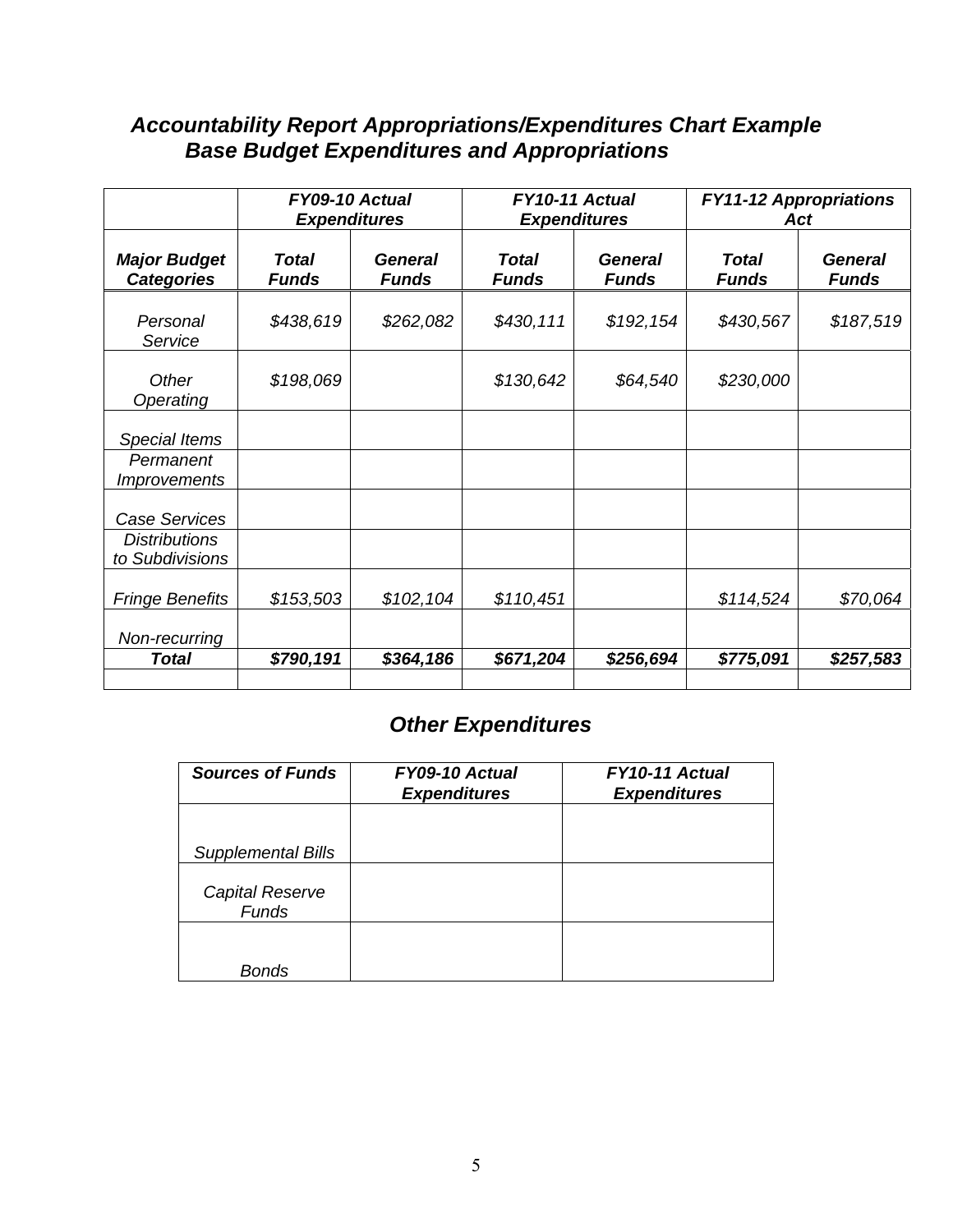# *Accountability Report Appropriations/Expenditures Chart Example*

## *Base Budget Expenditures and Appropriations*

| | *FY09-10 Actual Expenditures* | | *FY10-11 Actual Expenditures* | | *FY11-12 Appropriations Act* | |
|---|---|---|---|---|---|---|
| ***Major Budget Categories*** | ***Total Funds*** | ***General Funds*** | ***Total Funds*** | ***General Funds*** | ***Total Funds*** | ***General Funds*** |
| *Personal Service* | *$438,619* | *$262,082* | *$430,111* | *$192,154* | *$430,567* | *$187,519* |
| *Other Operating* | *$198,069* | | *$130,642* | *$64,540* | *$230,000* | |
| *Special Items* | | | | | | |
| *Permanent Improvements* | | | | | | |
| *Case Services* | | | | | | |
| *Distributions to Subdivisions* | | | | | | |
| *Fringe Benefits* | *$153,503* | *$102,104* | *$110,451* | | *$114,524* | *$70,064* |
| *Non-recurring* | | | | | | |
| ***Total*** | ***$790,191*** | ***$364,186*** | ***$671,204*** | ***$256,694*** | ***$775,091*** | ***$257,583*** |
| | | | | | | |

## *Other Expenditures*

| *Sources of Funds* | *FY09-10 Actual Expenditures* | *FY10-11 Actual Expenditures* |
|---|---|---|
| *Supplemental Bills* | | |
| *Capital Reserve Funds* | | |
| *Bonds* | | |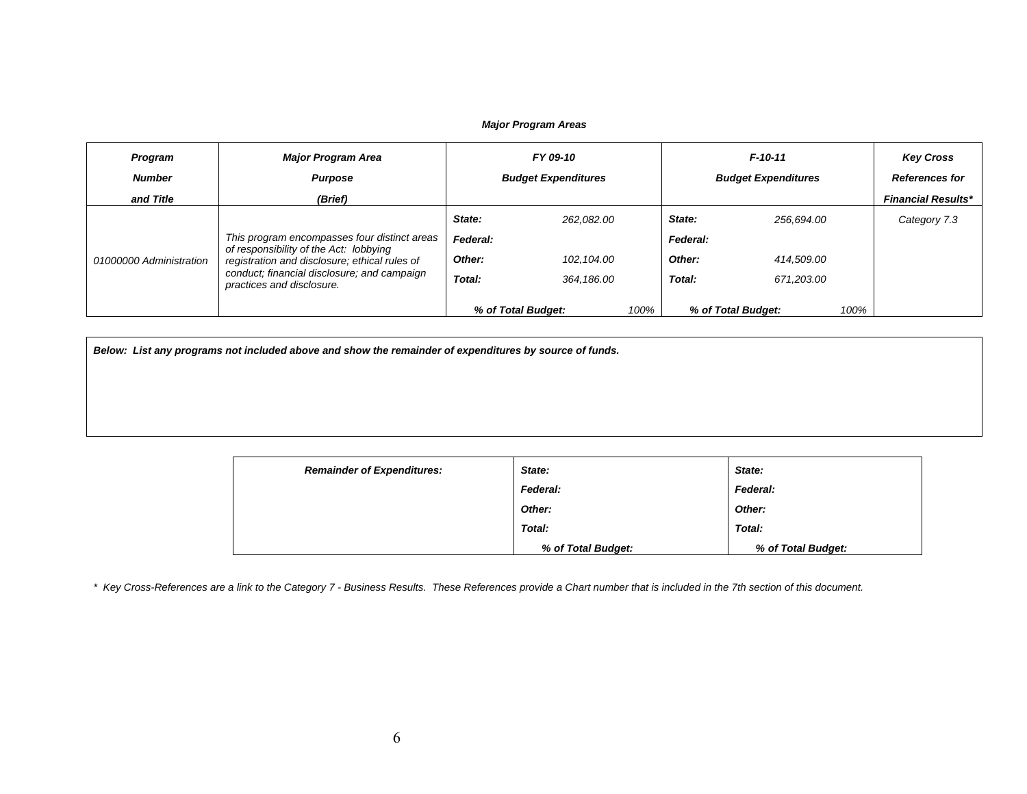***Major Program Areas***

| *Program Number and Title* | *Major Program Area Purpose (Brief)* | *FY 09-10 Budget Expenditures* | | *F-10-11 Budget Expenditures* | | *Key Cross References for Financial Results** |
|---|---|---|---|---|---|---|
| *01000000 Administration* | *This program encompasses four distinct areas of responsibility of the Act: lobbying registration and disclosure; ethical rules of conduct; financial disclosure; and campaign practices and disclosure.* | ***State:*** | *262,082.00* | ***State:*** | *256,694.00* | *Category 7.3* |
| | | ***Federal:*** | | ***Federal:*** | | |
| | | ***Other:*** | *102,104.00* | ***Other:*** | *414,509.00* | |
| | | ***Total:*** | *364,186.00* | ***Total:*** | *671,203.00* | |
| | | ***% of Total Budget:*** | *100%* | ***% of Total Budget:*** | *100%* | |

***Below: List any programs not included above and show the remainder of expenditures by source of funds.***

| ***Remainder of Expenditures:*** | ***State:*** | ***State:*** |
|---|---|---|
| | ***Federal:*** | ***Federal:*** |
| | ***Other:*** | ***Other:*** |
| | ***Total:*** | ***Total:*** |
| | ***% of Total Budget:*** | ***% of Total Budget:*** |

*\* Key Cross-References are a link to the Category 7 - Business Results. These References provide a Chart number that is included in the 7th section of this document.*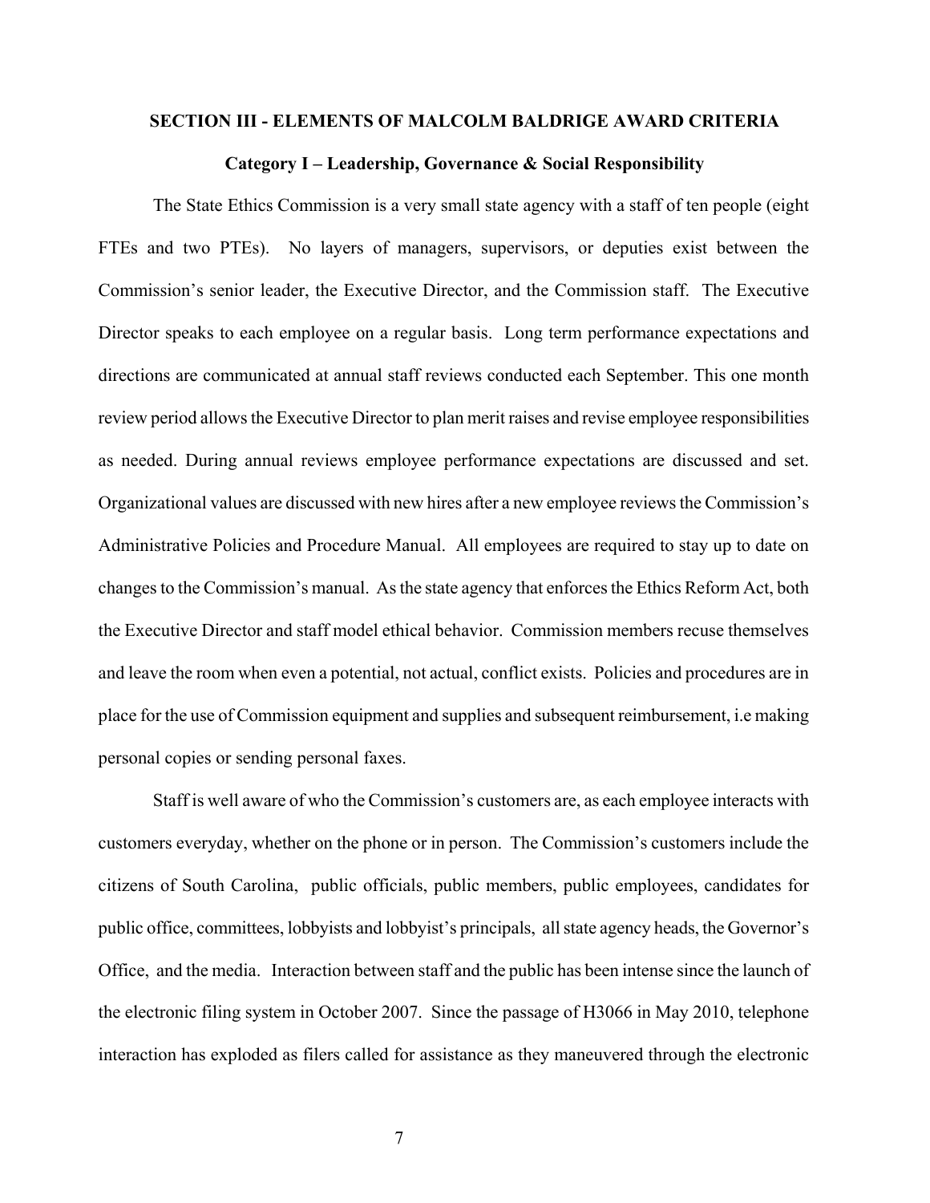## SECTION III - ELEMENTS OF MALCOLM BALDRIGE AWARD CRITERIA

### Category I – Leadership, Governance & Social Responsibility

The State Ethics Commission is a very small state agency with a staff of ten people (eight FTEs and two PTEs). No layers of managers, supervisors, or deputies exist between the Commission's senior leader, the Executive Director, and the Commission staff. The Executive Director speaks to each employee on a regular basis. Long term performance expectations and directions are communicated at annual staff reviews conducted each September. This one month review period allows the Executive Director to plan merit raises and revise employee responsibilities as needed. During annual reviews employee performance expectations are discussed and set. Organizational values are discussed with new hires after a new employee reviews the Commission's Administrative Policies and Procedure Manual. All employees are required to stay up to date on changes to the Commission's manual. As the state agency that enforces the Ethics Reform Act, both the Executive Director and staff model ethical behavior. Commission members recuse themselves and leave the room when even a potential, not actual, conflict exists. Policies and procedures are in place for the use of Commission equipment and supplies and subsequent reimbursement, i.e making personal copies or sending personal faxes.

Staff is well aware of who the Commission's customers are, as each employee interacts with customers everyday, whether on the phone or in person. The Commission's customers include the citizens of South Carolina, public officials, public members, public employees, candidates for public office, committees, lobbyists and lobbyist's principals, all state agency heads, the Governor's Office, and the media. Interaction between staff and the public has been intense since the launch of the electronic filing system in October 2007. Since the passage of H3066 in May 2010, telephone interaction has exploded as filers called for assistance as they maneuvered through the electronic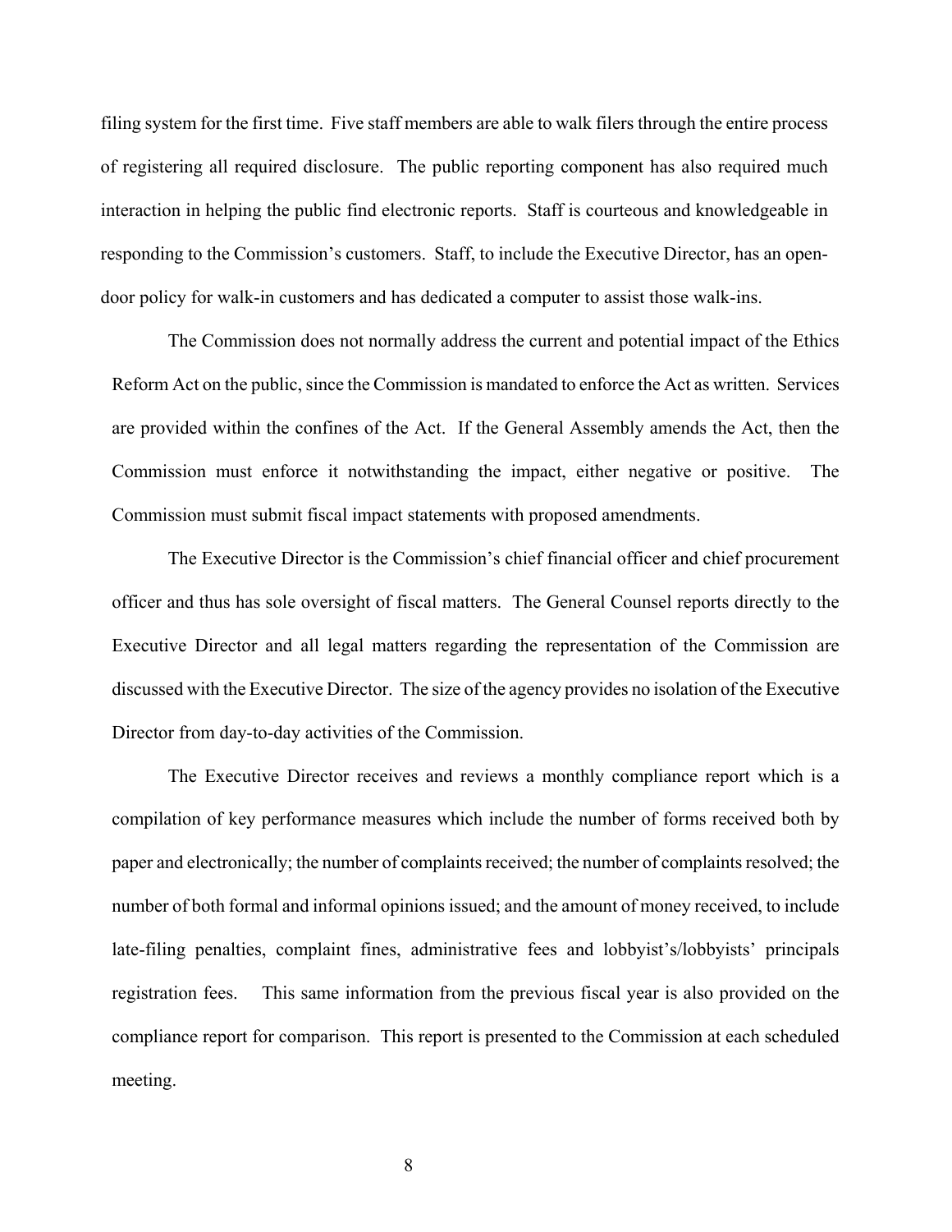filing system for the first time. Five staff members are able to walk filers through the entire process of registering all required disclosure. The public reporting component has also required much interaction in helping the public find electronic reports. Staff is courteous and knowledgeable in responding to the Commission's customers. Staff, to include the Executive Director, has an open-door policy for walk-in customers and has dedicated a computer to assist those walk-ins.

The Commission does not normally address the current and potential impact of the Ethics Reform Act on the public, since the Commission is mandated to enforce the Act as written. Services are provided within the confines of the Act. If the General Assembly amends the Act, then the Commission must enforce it notwithstanding the impact, either negative or positive. The Commission must submit fiscal impact statements with proposed amendments.

The Executive Director is the Commission's chief financial officer and chief procurement officer and thus has sole oversight of fiscal matters. The General Counsel reports directly to the Executive Director and all legal matters regarding the representation of the Commission are discussed with the Executive Director. The size of the agency provides no isolation of the Executive Director from day-to-day activities of the Commission.

The Executive Director receives and reviews a monthly compliance report which is a compilation of key performance measures which include the number of forms received both by paper and electronically; the number of complaints received; the number of complaints resolved; the number of both formal and informal opinions issued; and the amount of money received, to include late-filing penalties, complaint fines, administrative fees and lobbyist's/lobbyists' principals registration fees. This same information from the previous fiscal year is also provided on the compliance report for comparison. This report is presented to the Commission at each scheduled meeting.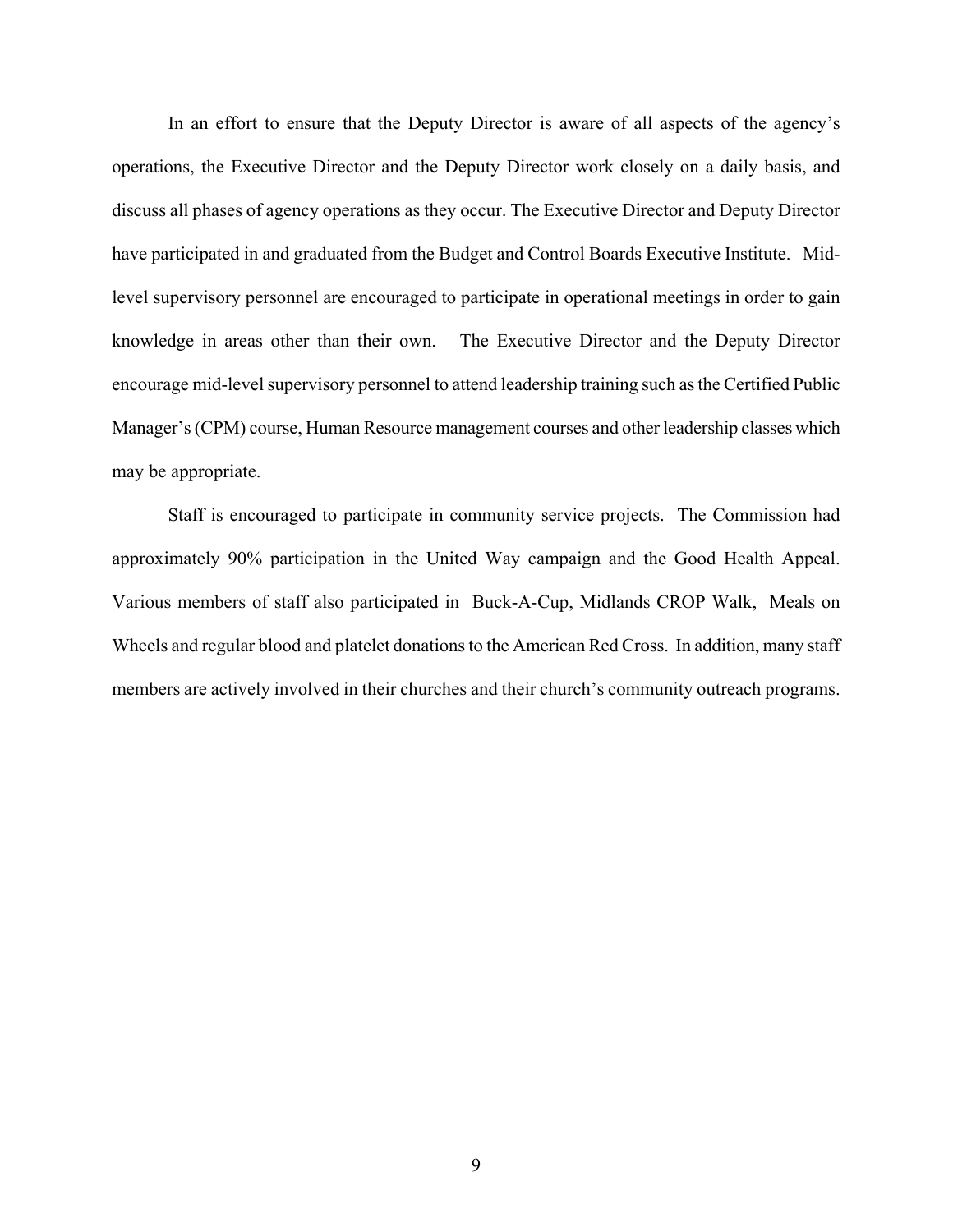In an effort to ensure that the Deputy Director is aware of all aspects of the agency's operations, the Executive Director and the Deputy Director work closely on a daily basis, and discuss all phases of agency operations as they occur. The Executive Director and Deputy Director have participated in and graduated from the Budget and Control Boards Executive Institute. Mid-level supervisory personnel are encouraged to participate in operational meetings in order to gain knowledge in areas other than their own. The Executive Director and the Deputy Director encourage mid-level supervisory personnel to attend leadership training such as the Certified Public Manager's (CPM) course, Human Resource management courses and other leadership classes which may be appropriate.

Staff is encouraged to participate in community service projects. The Commission had approximately 90% participation in the United Way campaign and the Good Health Appeal. Various members of staff also participated in Buck-A-Cup, Midlands CROP Walk, Meals on Wheels and regular blood and platelet donations to the American Red Cross. In addition, many staff members are actively involved in their churches and their church's community outreach programs.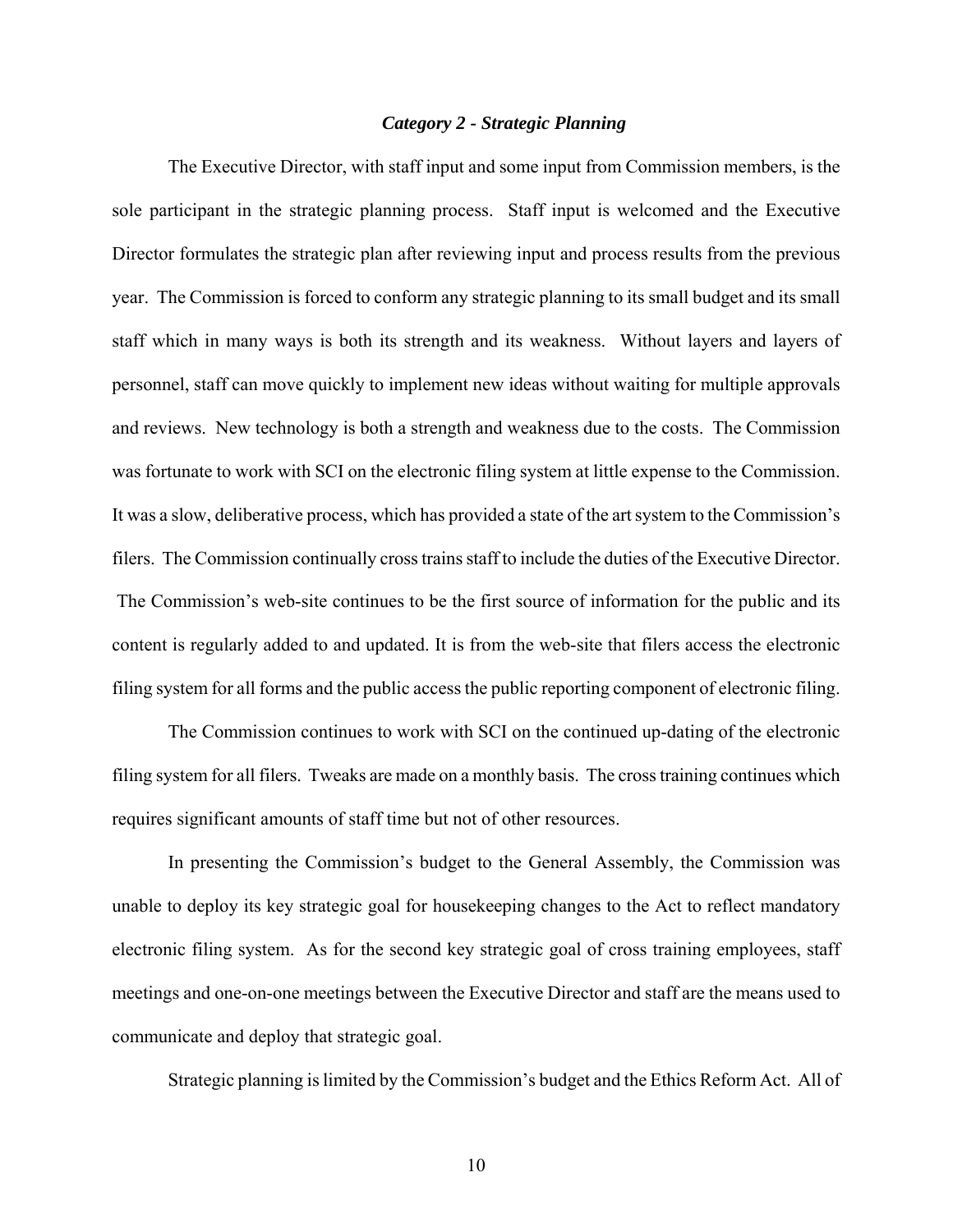### *Category 2 - Strategic Planning*

The Executive Director, with staff input and some input from Commission members, is the sole participant in the strategic planning process. Staff input is welcomed and the Executive Director formulates the strategic plan after reviewing input and process results from the previous year. The Commission is forced to conform any strategic planning to its small budget and its small staff which in many ways is both its strength and its weakness. Without layers and layers of personnel, staff can move quickly to implement new ideas without waiting for multiple approvals and reviews. New technology is both a strength and weakness due to the costs. The Commission was fortunate to work with SCI on the electronic filing system at little expense to the Commission. It was a slow, deliberative process, which has provided a state of the art system to the Commission's filers. The Commission continually cross trains staff to include the duties of the Executive Director. The Commission's web-site continues to be the first source of information for the public and its content is regularly added to and updated. It is from the web-site that filers access the electronic filing system for all forms and the public access the public reporting component of electronic filing.

The Commission continues to work with SCI on the continued up-dating of the electronic filing system for all filers. Tweaks are made on a monthly basis. The cross training continues which requires significant amounts of staff time but not of other resources.

In presenting the Commission's budget to the General Assembly, the Commission was unable to deploy its key strategic goal for housekeeping changes to the Act to reflect mandatory electronic filing system. As for the second key strategic goal of cross training employees, staff meetings and one-on-one meetings between the Executive Director and staff are the means used to communicate and deploy that strategic goal.

Strategic planning is limited by the Commission's budget and the Ethics Reform Act. All of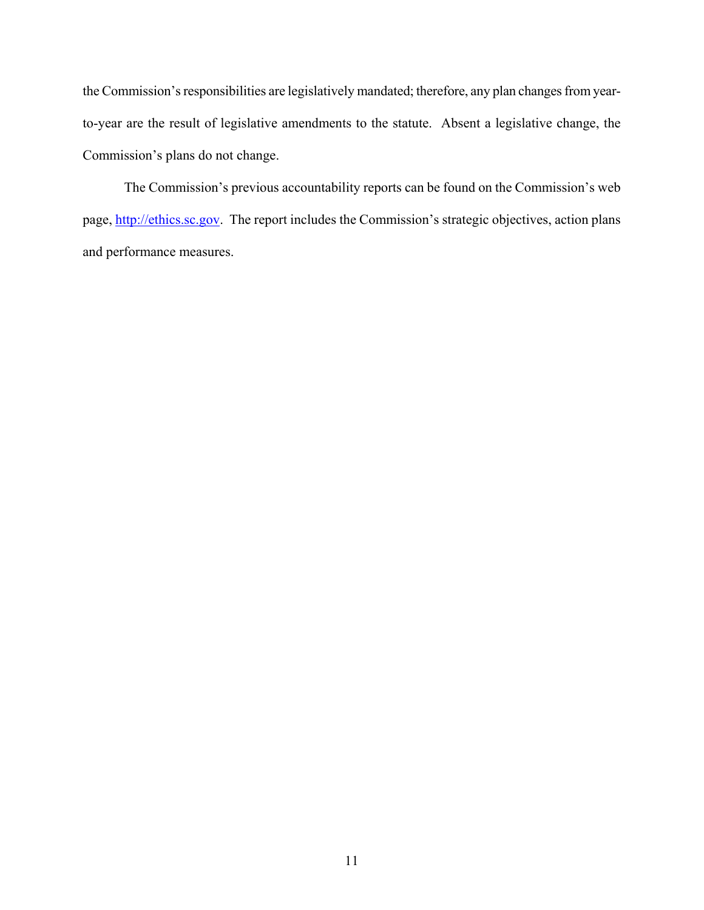the Commission's responsibilities are legislatively mandated; therefore, any plan changes from year-to-year are the result of legislative amendments to the statute. Absent a legislative change, the Commission's plans do not change.

The Commission's previous accountability reports can be found on the Commission's web page, [http://ethics.sc.gov](http://ethics.sc.gov). The report includes the Commission's strategic objectives, action plans and performance measures.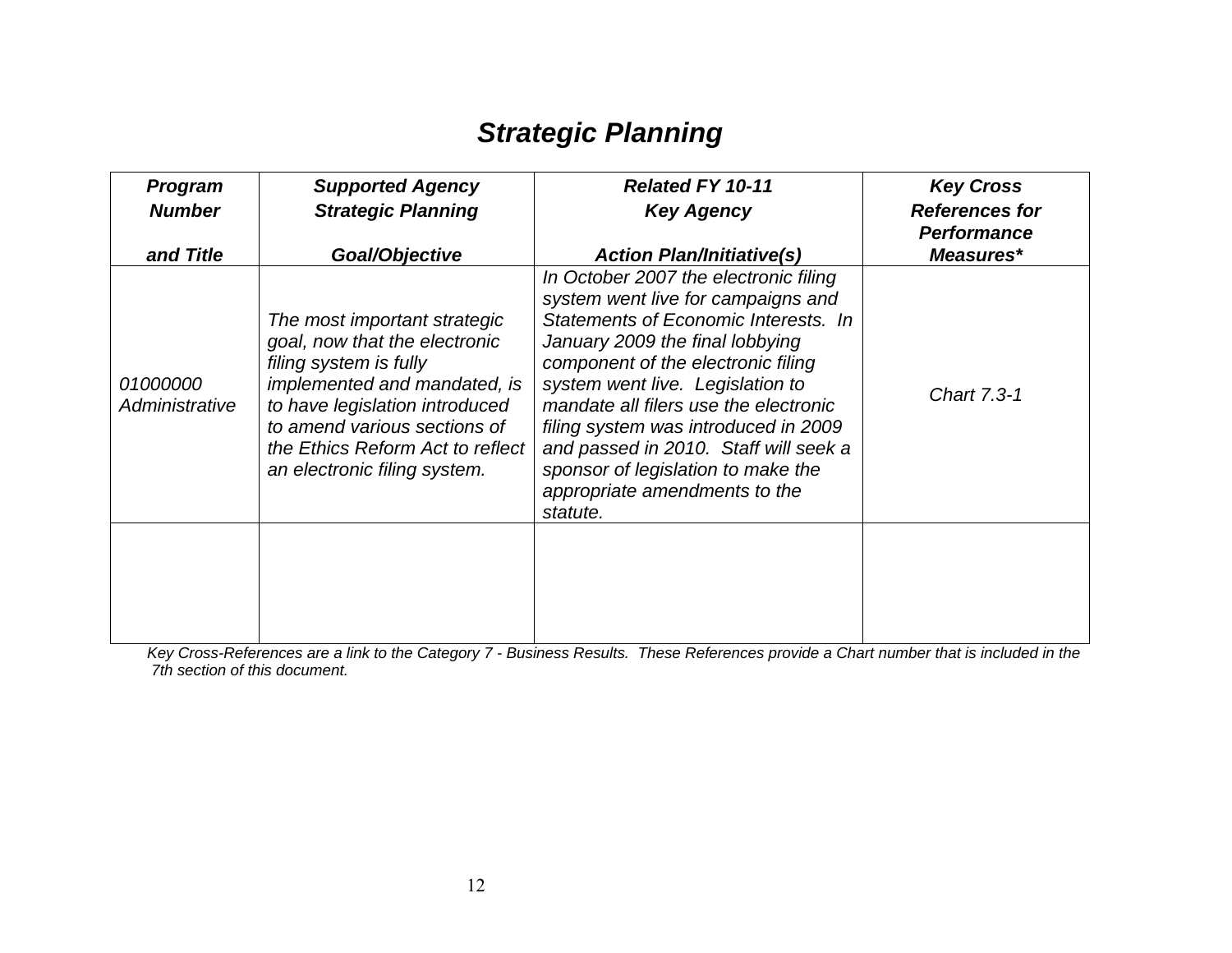# *Strategic Planning*

| *Program Number and Title* | *Supported Agency Strategic Planning Goal/Objective* | *Related FY 10-11 Key Agency Action Plan/Initiative(s)* | *Key Cross References for Performance Measures** |
|---|---|---|---|
| *01000000 Administrative* | *The most important strategic goal, now that the electronic filing system is fully implemented and mandated, is to have legislation introduced to amend various sections of the Ethics Reform Act to reflect an electronic filing system.* | *In October 2007 the electronic filing system went live for campaigns and Statements of Economic Interests. In January 2009 the final lobbying component of the electronic filing system went live. Legislation to mandate all filers use the electronic filing system was introduced in 2009 and passed in 2010. Staff will seek a sponsor of legislation to make the appropriate amendments to the statute.* | *Chart 7.3-1* |
| | | | |

*Key Cross-References are a link to the Category 7 - Business Results. These References provide a Chart number that is included in the 7th section of this document.*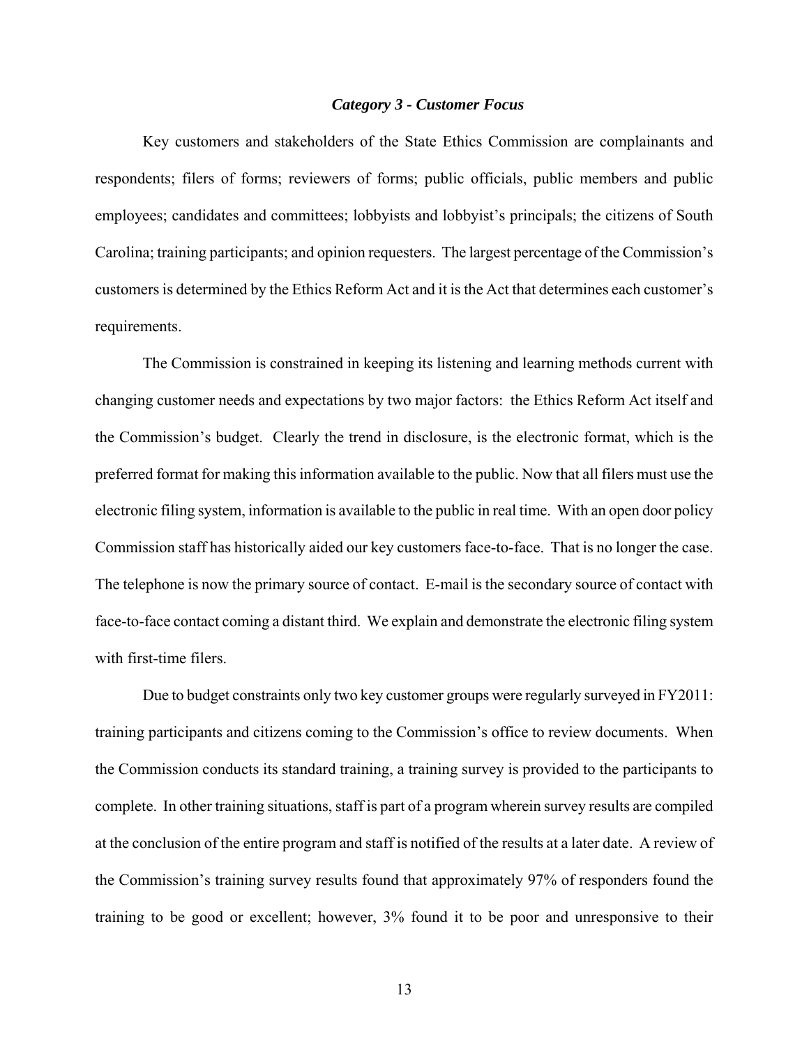### *Category 3 - Customer Focus*

Key customers and stakeholders of the State Ethics Commission are complainants and respondents; filers of forms; reviewers of forms; public officials, public members and public employees; candidates and committees; lobbyists and lobbyist's principals; the citizens of South Carolina; training participants; and opinion requesters. The largest percentage of the Commission's customers is determined by the Ethics Reform Act and it is the Act that determines each customer's requirements.

The Commission is constrained in keeping its listening and learning methods current with changing customer needs and expectations by two major factors: the Ethics Reform Act itself and the Commission's budget. Clearly the trend in disclosure, is the electronic format, which is the preferred format for making this information available to the public. Now that all filers must use the electronic filing system, information is available to the public in real time. With an open door policy Commission staff has historically aided our key customers face-to-face. That is no longer the case. The telephone is now the primary source of contact. E-mail is the secondary source of contact with face-to-face contact coming a distant third. We explain and demonstrate the electronic filing system with first-time filers.

Due to budget constraints only two key customer groups were regularly surveyed in FY2011: training participants and citizens coming to the Commission's office to review documents. When the Commission conducts its standard training, a training survey is provided to the participants to complete. In other training situations, staff is part of a program wherein survey results are compiled at the conclusion of the entire program and staff is notified of the results at a later date. A review of the Commission's training survey results found that approximately 97% of responders found the training to be good or excellent; however, 3% found it to be poor and unresponsive to their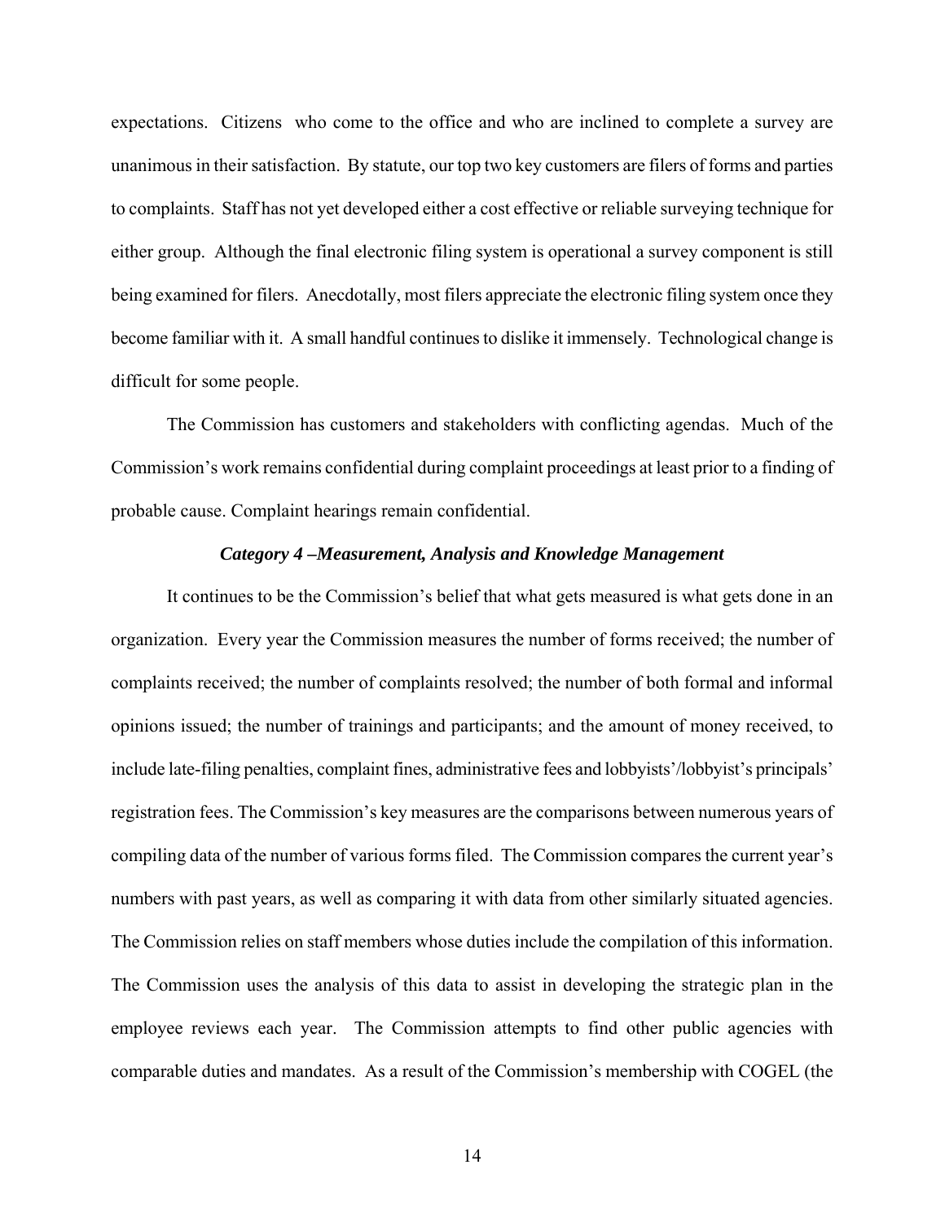expectations. Citizens who come to the office and who are inclined to complete a survey are unanimous in their satisfaction. By statute, our top two key customers are filers of forms and parties to complaints. Staff has not yet developed either a cost effective or reliable surveying technique for either group. Although the final electronic filing system is operational a survey component is still being examined for filers. Anecdotally, most filers appreciate the electronic filing system once they become familiar with it. A small handful continues to dislike it immensely. Technological change is difficult for some people.

The Commission has customers and stakeholders with conflicting agendas. Much of the Commission's work remains confidential during complaint proceedings at least prior to a finding of probable cause. Complaint hearings remain confidential.

### *Category 4 –Measurement, Analysis and Knowledge Management*

It continues to be the Commission's belief that what gets measured is what gets done in an organization. Every year the Commission measures the number of forms received; the number of complaints received; the number of complaints resolved; the number of both formal and informal opinions issued; the number of trainings and participants; and the amount of money received, to include late-filing penalties, complaint fines, administrative fees and lobbyists'/lobbyist's principals' registration fees. The Commission's key measures are the comparisons between numerous years of compiling data of the number of various forms filed. The Commission compares the current year's numbers with past years, as well as comparing it with data from other similarly situated agencies. The Commission relies on staff members whose duties include the compilation of this information. The Commission uses the analysis of this data to assist in developing the strategic plan in the employee reviews each year. The Commission attempts to find other public agencies with comparable duties and mandates. As a result of the Commission's membership with COGEL (the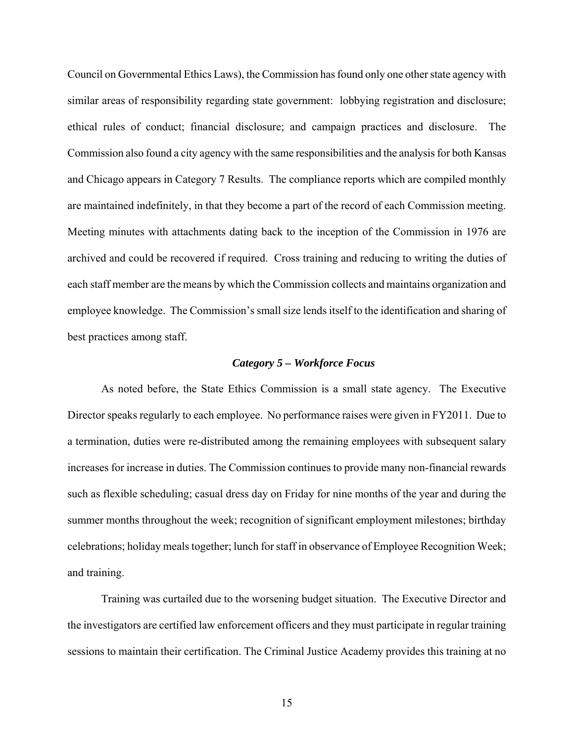Council on Governmental Ethics Laws), the Commission has found only one other state agency with similar areas of responsibility regarding state government: lobbying registration and disclosure; ethical rules of conduct; financial disclosure; and campaign practices and disclosure. The Commission also found a city agency with the same responsibilities and the analysis for both Kansas and Chicago appears in Category 7 Results. The compliance reports which are compiled monthly are maintained indefinitely, in that they become a part of the record of each Commission meeting. Meeting minutes with attachments dating back to the inception of the Commission in 1976 are archived and could be recovered if required. Cross training and reducing to writing the duties of each staff member are the means by which the Commission collects and maintains organization and employee knowledge. The Commission's small size lends itself to the identification and sharing of best practices among staff.

### *Category 5 – Workforce Focus*

As noted before, the State Ethics Commission is a small state agency. The Executive Director speaks regularly to each employee. No performance raises were given in FY2011. Due to a termination, duties were re-distributed among the remaining employees with subsequent salary increases for increase in duties. The Commission continues to provide many non-financial rewards such as flexible scheduling; casual dress day on Friday for nine months of the year and during the summer months throughout the week; recognition of significant employment milestones; birthday celebrations; holiday meals together; lunch for staff in observance of Employee Recognition Week; and training.

Training was curtailed due to the worsening budget situation. The Executive Director and the investigators are certified law enforcement officers and they must participate in regular training sessions to maintain their certification. The Criminal Justice Academy provides this training at no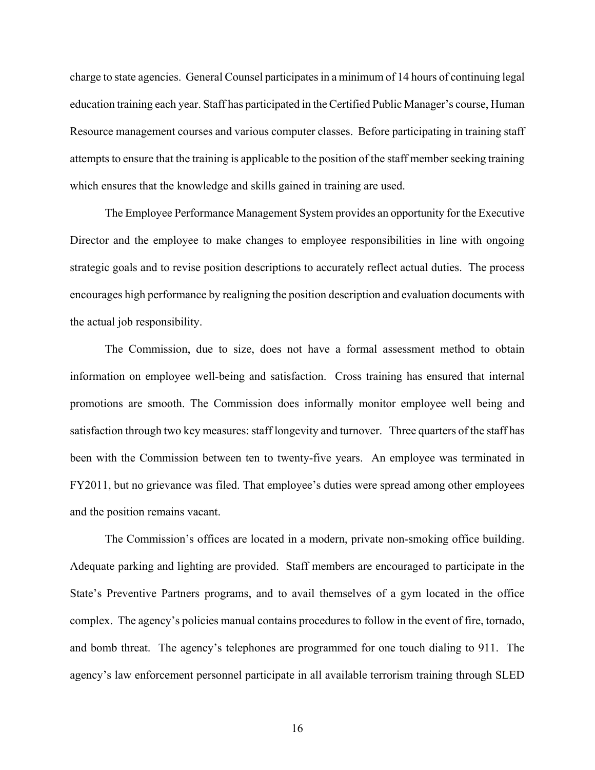charge to state agencies. General Counsel participates in a minimum of 14 hours of continuing legal education training each year. Staff has participated in the Certified Public Manager's course, Human Resource management courses and various computer classes. Before participating in training staff attempts to ensure that the training is applicable to the position of the staff member seeking training which ensures that the knowledge and skills gained in training are used.

The Employee Performance Management System provides an opportunity for the Executive Director and the employee to make changes to employee responsibilities in line with ongoing strategic goals and to revise position descriptions to accurately reflect actual duties. The process encourages high performance by realigning the position description and evaluation documents with the actual job responsibility.

The Commission, due to size, does not have a formal assessment method to obtain information on employee well-being and satisfaction. Cross training has ensured that internal promotions are smooth. The Commission does informally monitor employee well being and satisfaction through two key measures: staff longevity and turnover. Three quarters of the staff has been with the Commission between ten to twenty-five years. An employee was terminated in FY2011, but no grievance was filed. That employee's duties were spread among other employees and the position remains vacant.

The Commission's offices are located in a modern, private non-smoking office building. Adequate parking and lighting are provided. Staff members are encouraged to participate in the State's Preventive Partners programs, and to avail themselves of a gym located in the office complex. The agency's policies manual contains procedures to follow in the event of fire, tornado, and bomb threat. The agency's telephones are programmed for one touch dialing to 911. The agency's law enforcement personnel participate in all available terrorism training through SLED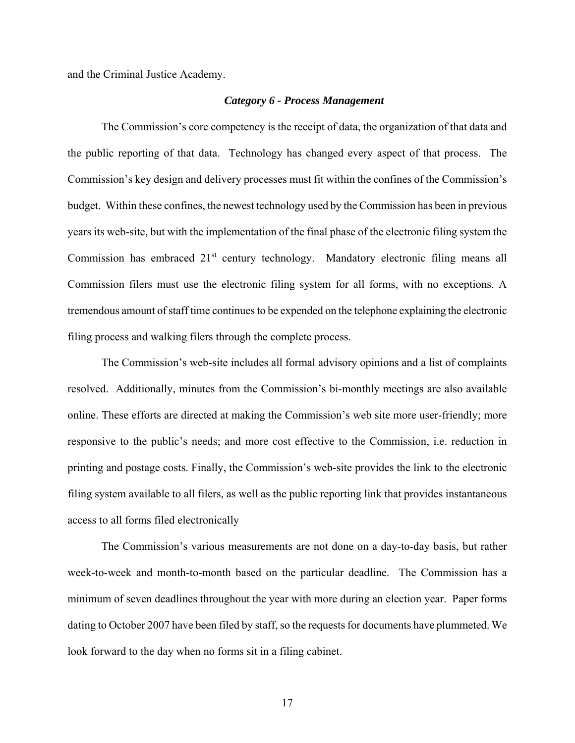and the Criminal Justice Academy.

### *Category 6 - Process Management*

The Commission's core competency is the receipt of data, the organization of that data and the public reporting of that data. Technology has changed every aspect of that process. The Commission's key design and delivery processes must fit within the confines of the Commission's budget. Within these confines, the newest technology used by the Commission has been in previous years its web-site, but with the implementation of the final phase of the electronic filing system the Commission has embraced 21st century technology. Mandatory electronic filing means all Commission filers must use the electronic filing system for all forms, with no exceptions. A tremendous amount of staff time continues to be expended on the telephone explaining the electronic filing process and walking filers through the complete process.

The Commission's web-site includes all formal advisory opinions and a list of complaints resolved. Additionally, minutes from the Commission's bi-monthly meetings are also available online. These efforts are directed at making the Commission's web site more user-friendly; more responsive to the public's needs; and more cost effective to the Commission, i.e. reduction in printing and postage costs. Finally, the Commission's web-site provides the link to the electronic filing system available to all filers, as well as the public reporting link that provides instantaneous access to all forms filed electronically

The Commission's various measurements are not done on a day-to-day basis, but rather week-to-week and month-to-month based on the particular deadline. The Commission has a minimum of seven deadlines throughout the year with more during an election year. Paper forms dating to October 2007 have been filed by staff, so the requests for documents have plummeted. We look forward to the day when no forms sit in a filing cabinet.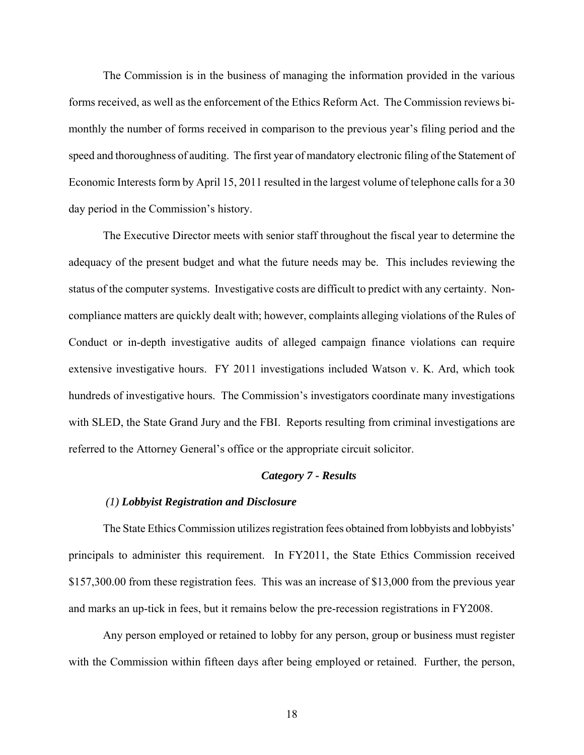The Commission is in the business of managing the information provided in the various forms received, as well as the enforcement of the Ethics Reform Act. The Commission reviews bi-monthly the number of forms received in comparison to the previous year's filing period and the speed and thoroughness of auditing. The first year of mandatory electronic filing of the Statement of Economic Interests form by April 15, 2011 resulted in the largest volume of telephone calls for a 30 day period in the Commission's history.

The Executive Director meets with senior staff throughout the fiscal year to determine the adequacy of the present budget and what the future needs may be. This includes reviewing the status of the computer systems. Investigative costs are difficult to predict with any certainty. Non-compliance matters are quickly dealt with; however, complaints alleging violations of the Rules of Conduct or in-depth investigative audits of alleged campaign finance violations can require extensive investigative hours. FY 2011 investigations included Watson v. K. Ard, which took hundreds of investigative hours. The Commission's investigators coordinate many investigations with SLED, the State Grand Jury and the FBI. Reports resulting from criminal investigations are referred to the Attorney General's office or the appropriate circuit solicitor.

### *Category 7 - Results*

#### *(1) **Lobbyist Registration and Disclosure***

The State Ethics Commission utilizes registration fees obtained from lobbyists and lobbyists' principals to administer this requirement. In FY2011, the State Ethics Commission received $157,300.00 from these registration fees. This was an increase of $13,000 from the previous year and marks an up-tick in fees, but it remains below the pre-recession registrations in FY2008.

Any person employed or retained to lobby for any person, group or business must register with the Commission within fifteen days after being employed or retained. Further, the person,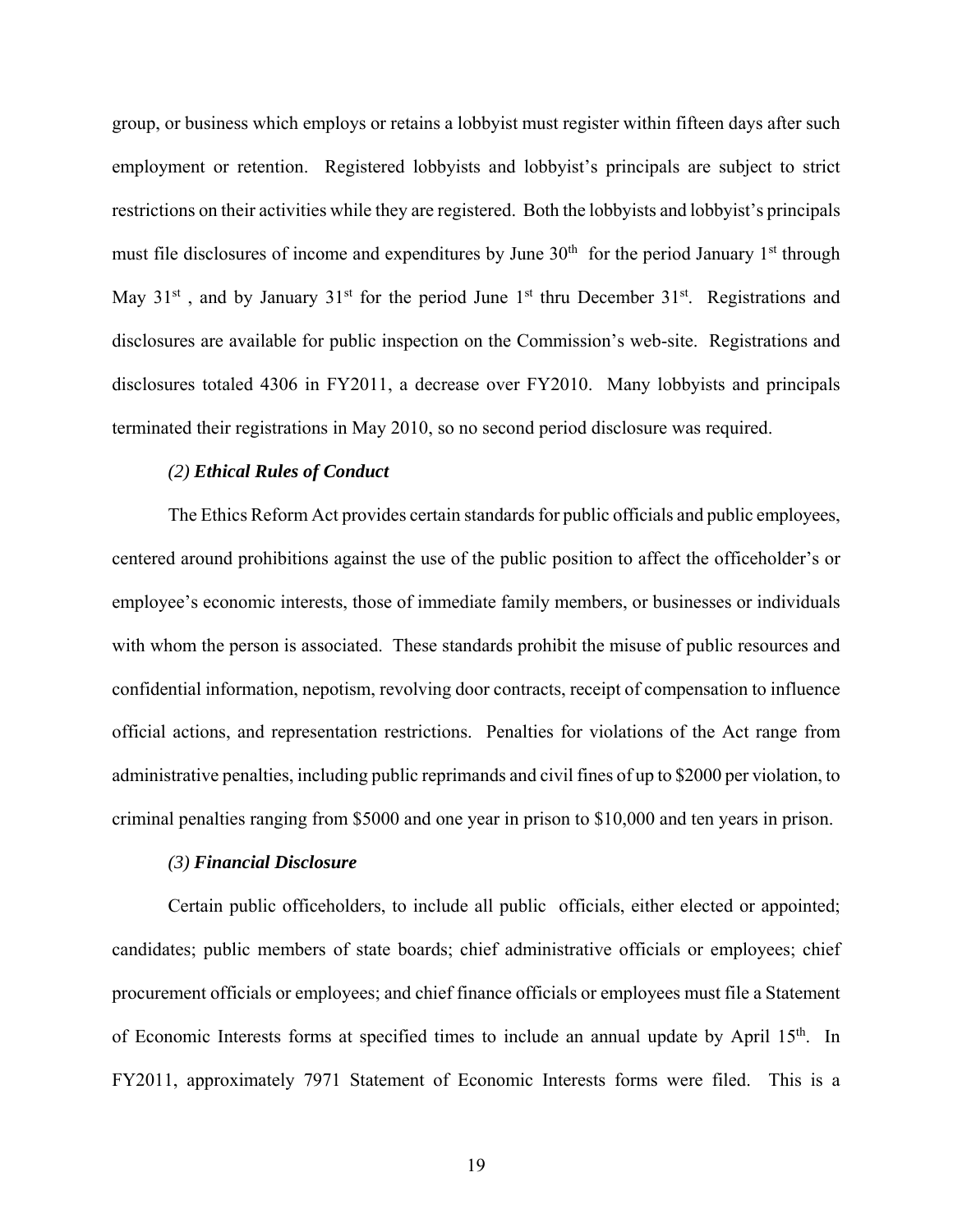group, or business which employs or retains a lobbyist must register within fifteen days after such employment or retention. Registered lobbyists and lobbyist's principals are subject to strict restrictions on their activities while they are registered. Both the lobbyists and lobbyist's principals must file disclosures of income and expenditures by June 30th for the period January 1st through May 31st, and by January 31st for the period June 1st thru December 31st. Registrations and disclosures are available for public inspection on the Commission's web-site. Registrations and disclosures totaled 4306 in FY2011, a decrease over FY2010. Many lobbyists and principals terminated their registrations in May 2010, so no second period disclosure was required.

*(2)* ***Ethical Rules of Conduct***

The Ethics Reform Act provides certain standards for public officials and public employees, centered around prohibitions against the use of the public position to affect the officeholder's or employee's economic interests, those of immediate family members, or businesses or individuals with whom the person is associated. These standards prohibit the misuse of public resources and confidential information, nepotism, revolving door contracts, receipt of compensation to influence official actions, and representation restrictions. Penalties for violations of the Act range from administrative penalties, including public reprimands and civil fines of up to $2000 per violation, to criminal penalties ranging from $5000 and one year in prison to $10,000 and ten years in prison.

*(3)* ***Financial Disclosure***

Certain public officeholders, to include all public officials, either elected or appointed; candidates; public members of state boards; chief administrative officials or employees; chief procurement officials or employees; and chief finance officials or employees must file a Statement of Economic Interests forms at specified times to include an annual update by April 15th. In FY2011, approximately 7971 Statement of Economic Interests forms were filed. This is a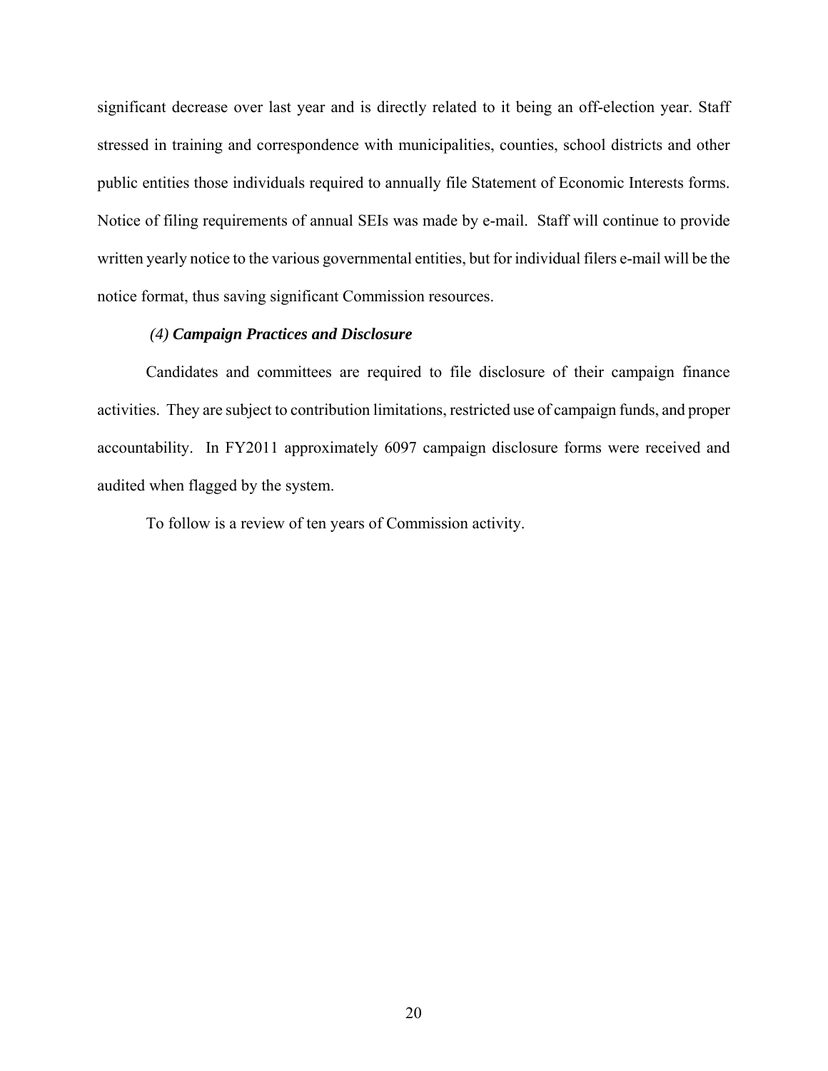significant decrease over last year and is directly related to it being an off-election year. Staff stressed in training and correspondence with municipalities, counties, school districts and other public entities those individuals required to annually file Statement of Economic Interests forms. Notice of filing requirements of annual SEIs was made by e-mail. Staff will continue to provide written yearly notice to the various governmental entities, but for individual filers e-mail will be the notice format, thus saving significant Commission resources.

*(4)* ***Campaign Practices and Disclosure***

Candidates and committees are required to file disclosure of their campaign finance activities. They are subject to contribution limitations, restricted use of campaign funds, and proper accountability. In FY2011 approximately 6097 campaign disclosure forms were received and audited when flagged by the system.

To follow is a review of ten years of Commission activity.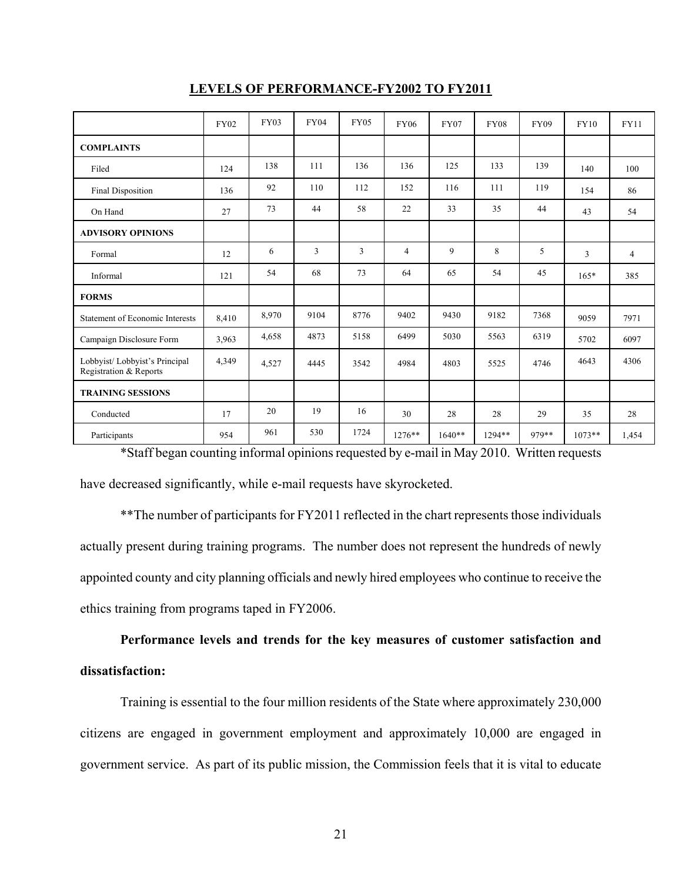## LEVELS OF PERFORMANCE-FY2002 TO FY2011

| | FY02 | FY03 | FY04 | FY05 | FY06 | FY07 | FY08 | FY09 | FY10 | FY11 |
|---|---|---|---|---|---|---|---|---|---|---|
| **COMPLAINTS** | | | | | | | | | | |
| Filed | 124 | 138 | 111 | 136 | 136 | 125 | 133 | 139 | 140 | 100 |
| Final Disposition | 136 | 92 | 110 | 112 | 152 | 116 | 111 | 119 | 154 | 86 |
| On Hand | 27 | 73 | 44 | 58 | 22 | 33 | 35 | 44 | 43 | 54 |
| **ADVISORY OPINIONS** | | | | | | | | | | |
| Formal | 12 | 6 | 3 | 3 | 4 | 9 | 8 | 5 | 3 | 4 |
| Informal | 121 | 54 | 68 | 73 | 64 | 65 | 54 | 45 | 165* | 385 |
| **FORMS** | | | | | | | | | | |
| Statement of Economic Interests | 8,410 | 8,970 | 9104 | 8776 | 9402 | 9430 | 9182 | 7368 | 9059 | 7971 |
| Campaign Disclosure Form | 3,963 | 4,658 | 4873 | 5158 | 6499 | 5030 | 5563 | 6319 | 5702 | 6097 |
| Lobbyist/ Lobbyist's Principal Registration & Reports | 4,349 | 4,527 | 4445 | 3542 | 4984 | 4803 | 5525 | 4746 | 4643 | 4306 |
| **TRAINING SESSIONS** | | | | | | | | | | |
| Conducted | 17 | 20 | 19 | 16 | 30 | 28 | 28 | 29 | 35 | 28 |
| Participants | 954 | 961 | 530 | 1724 | 1276** | 1640** | 1294** | 979** | 1073** | 1,454 |

*Staff began counting informal opinions requested by e-mail in May 2010. Written requests have decreased significantly, while e-mail requests have skyrocketed.

**The number of participants for FY2011 reflected in the chart represents those individuals actually present during training programs. The number does not represent the hundreds of newly appointed county and city planning officials and newly hired employees who continue to receive the ethics training from programs taped in FY2006.

**Performance levels and trends for the key measures of customer satisfaction and dissatisfaction:**

Training is essential to the four million residents of the State where approximately 230,000 citizens are engaged in government employment and approximately 10,000 are engaged in government service. As part of its public mission, the Commission feels that it is vital to educate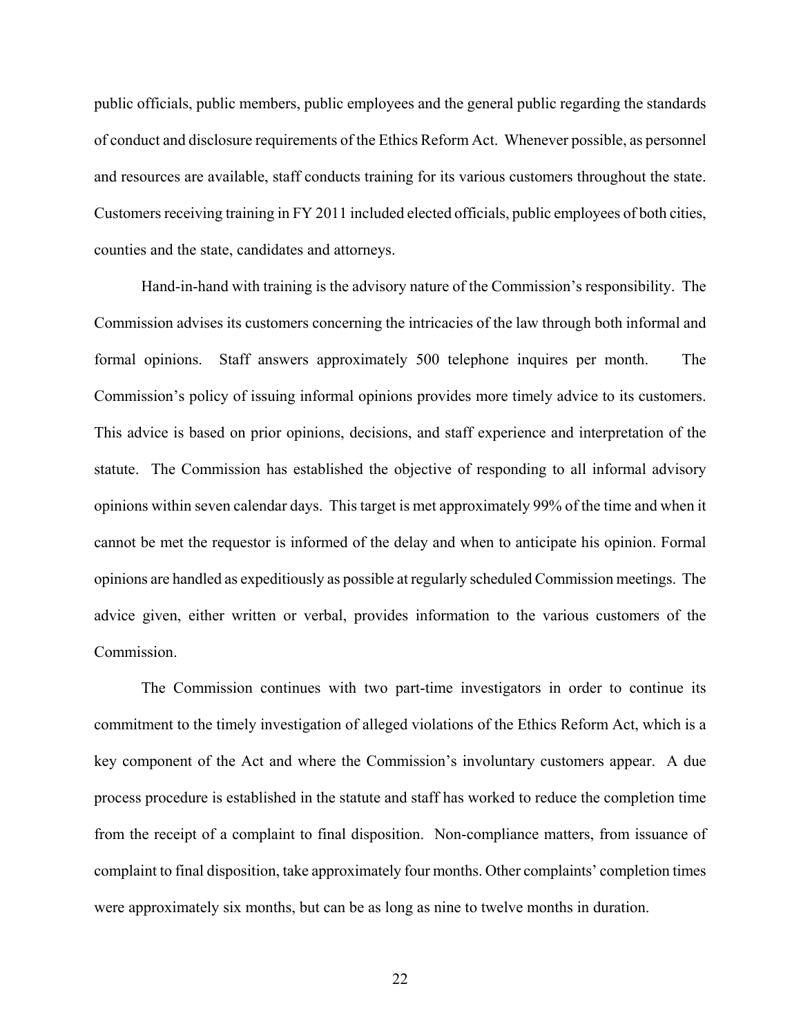public officials, public members, public employees and the general public regarding the standards of conduct and disclosure requirements of the Ethics Reform Act. Whenever possible, as personnel and resources are available, staff conducts training for its various customers throughout the state. Customers receiving training in FY 2011 included elected officials, public employees of both cities, counties and the state, candidates and attorneys.

Hand-in-hand with training is the advisory nature of the Commission's responsibility. The Commission advises its customers concerning the intricacies of the law through both informal and formal opinions. Staff answers approximately 500 telephone inquires per month. The Commission's policy of issuing informal opinions provides more timely advice to its customers. This advice is based on prior opinions, decisions, and staff experience and interpretation of the statute. The Commission has established the objective of responding to all informal advisory opinions within seven calendar days. This target is met approximately 99% of the time and when it cannot be met the requestor is informed of the delay and when to anticipate his opinion. Formal opinions are handled as expeditiously as possible at regularly scheduled Commission meetings. The advice given, either written or verbal, provides information to the various customers of the Commission.

The Commission continues with two part-time investigators in order to continue its commitment to the timely investigation of alleged violations of the Ethics Reform Act, which is a key component of the Act and where the Commission's involuntary customers appear. A due process procedure is established in the statute and staff has worked to reduce the completion time from the receipt of a complaint to final disposition. Non-compliance matters, from issuance of complaint to final disposition, take approximately four months. Other complaints' completion times were approximately six months, but can be as long as nine to twelve months in duration.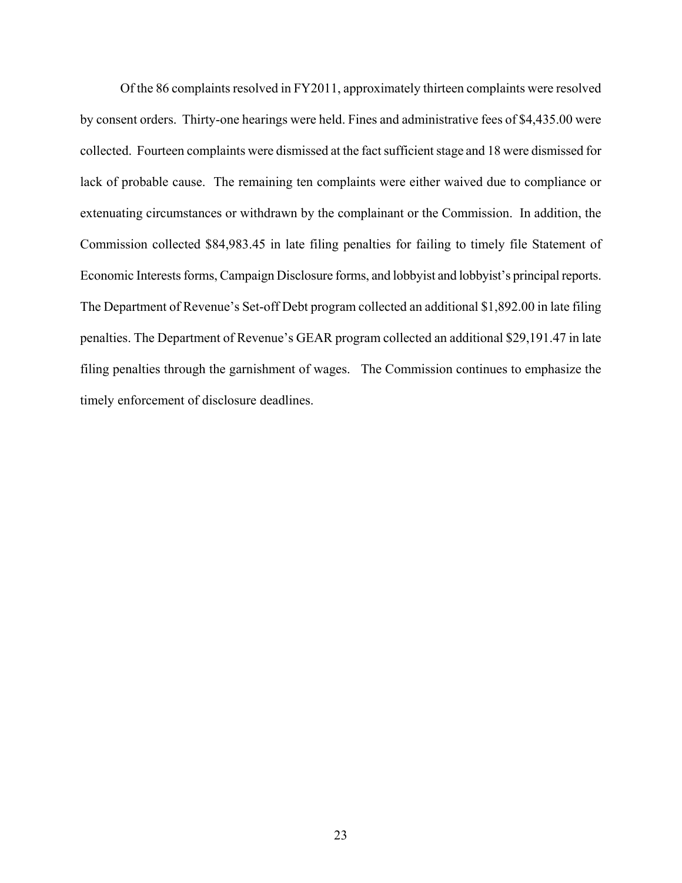Of the 86 complaints resolved in FY2011, approximately thirteen complaints were resolved by consent orders. Thirty-one hearings were held. Fines and administrative fees of $4,435.00 were collected. Fourteen complaints were dismissed at the fact sufficient stage and 18 were dismissed for lack of probable cause. The remaining ten complaints were either waived due to compliance or extenuating circumstances or withdrawn by the complainant or the Commission. In addition, the Commission collected $84,983.45 in late filing penalties for failing to timely file Statement of Economic Interests forms, Campaign Disclosure forms, and lobbyist and lobbyist's principal reports. The Department of Revenue's Set-off Debt program collected an additional $1,892.00 in late filing penalties. The Department of Revenue's GEAR program collected an additional $29,191.47 in late filing penalties through the garnishment of wages. The Commission continues to emphasize the timely enforcement of disclosure deadlines.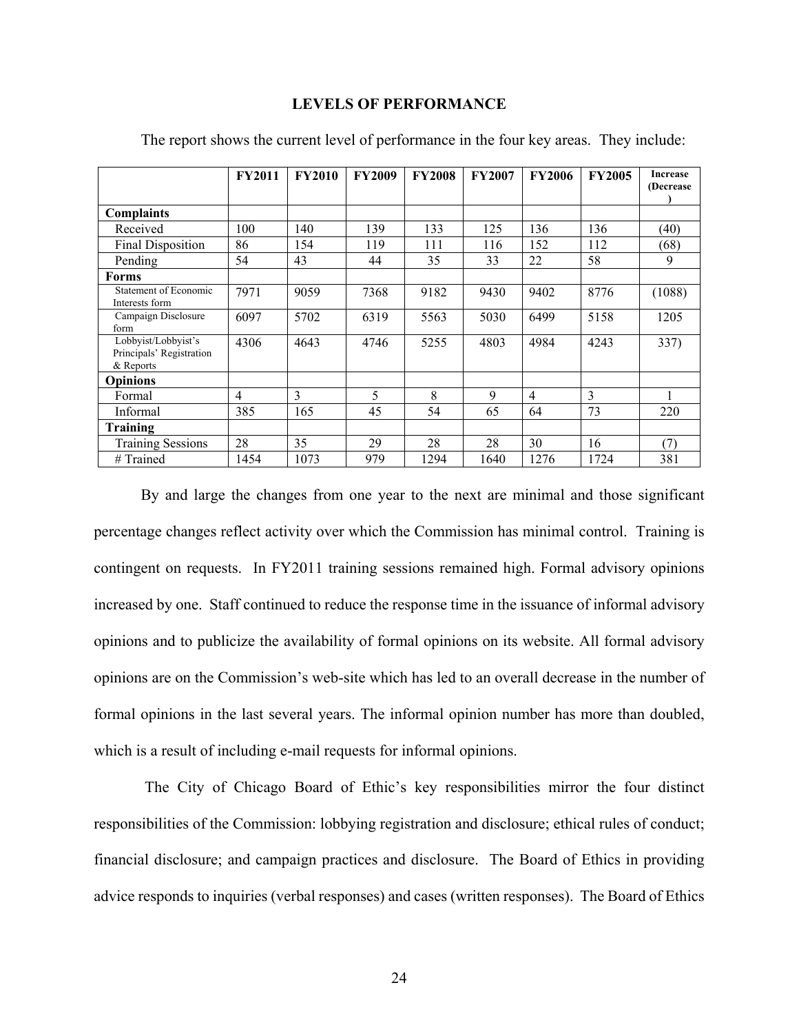## LEVELS OF PERFORMANCE

The report shows the current level of performance in the four key areas. They include:

| | FY2011 | FY2010 | FY2009 | FY2008 | FY2007 | FY2006 | FY2005 | Increase (Decrease ) |
|---|---|---|---|---|---|---|---|---|
| **Complaints** | | | | | | | | |
| Received | 100 | 140 | 139 | 133 | 125 | 136 | 136 | (40) |
| Final Disposition | 86 | 154 | 119 | 111 | 116 | 152 | 112 | (68) |
| Pending | 54 | 43 | 44 | 35 | 33 | 22 | 58 | 9 |
| **Forms** | | | | | | | | |
| Statement of Economic Interests form | 7971 | 9059 | 7368 | 9182 | 9430 | 9402 | 8776 | (1088) |
| Campaign Disclosure form | 6097 | 5702 | 6319 | 5563 | 5030 | 6499 | 5158 | 1205 |
| Lobbyist/Lobbyist's Principals' Registration & Reports | 4306 | 4643 | 4746 | 5255 | 4803 | 4984 | 4243 | 337) |
| **Opinions** | | | | | | | | |
| Formal | 4 | 3 | 5 | 8 | 9 | 4 | 3 | 1 |
| Informal | 385 | 165 | 45 | 54 | 65 | 64 | 73 | 220 |
| **Training** | | | | | | | | |
| Training Sessions | 28 | 35 | 29 | 28 | 28 | 30 | 16 | (7) |
| # Trained | 1454 | 1073 | 979 | 1294 | 1640 | 1276 | 1724 | 381 |

By and large the changes from one year to the next are minimal and those significant percentage changes reflect activity over which the Commission has minimal control. Training is contingent on requests. In FY2011 training sessions remained high. Formal advisory opinions increased by one. Staff continued to reduce the response time in the issuance of informal advisory opinions and to publicize the availability of formal opinions on its website. All formal advisory opinions are on the Commission's web-site which has led to an overall decrease in the number of formal opinions in the last several years. The informal opinion number has more than doubled, which is a result of including e-mail requests for informal opinions.

The City of Chicago Board of Ethic's key responsibilities mirror the four distinct responsibilities of the Commission: lobbying registration and disclosure; ethical rules of conduct; financial disclosure; and campaign practices and disclosure. The Board of Ethics in providing advice responds to inquiries (verbal responses) and cases (written responses). The Board of Ethics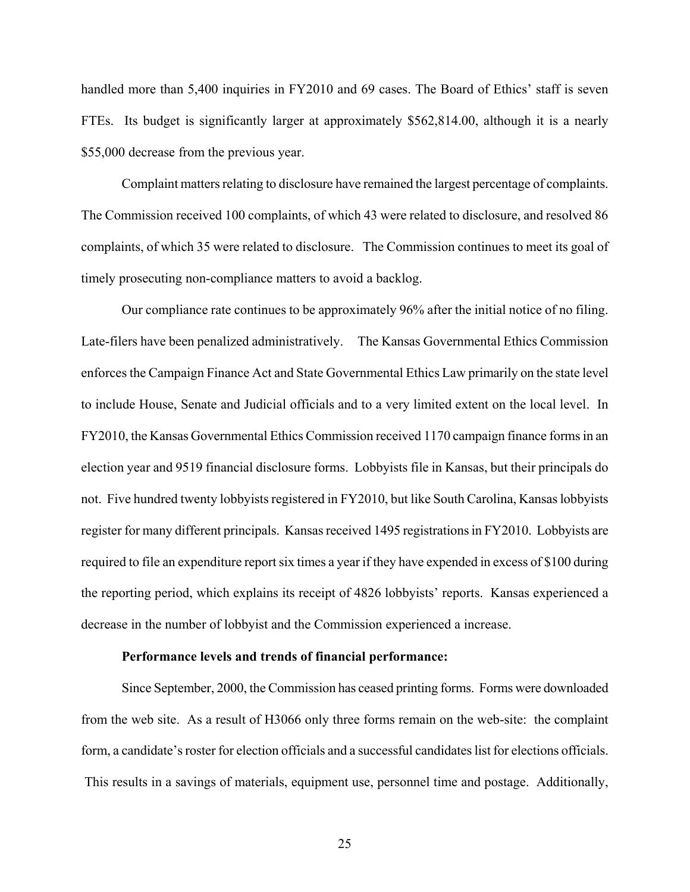handled more than 5,400 inquiries in FY2010 and 69 cases. The Board of Ethics' staff is seven FTEs. Its budget is significantly larger at approximately $562,814.00, although it is a nearly $55,000 decrease from the previous year.

Complaint matters relating to disclosure have remained the largest percentage of complaints. The Commission received 100 complaints, of which 43 were related to disclosure, and resolved 86 complaints, of which 35 were related to disclosure. The Commission continues to meet its goal of timely prosecuting non-compliance matters to avoid a backlog.

Our compliance rate continues to be approximately 96% after the initial notice of no filing. Late-filers have been penalized administratively. The Kansas Governmental Ethics Commission enforces the Campaign Finance Act and State Governmental Ethics Law primarily on the state level to include House, Senate and Judicial officials and to a very limited extent on the local level. In FY2010, the Kansas Governmental Ethics Commission received 1170 campaign finance forms in an election year and 9519 financial disclosure forms. Lobbyists file in Kansas, but their principals do not. Five hundred twenty lobbyists registered in FY2010, but like South Carolina, Kansas lobbyists register for many different principals. Kansas received 1495 registrations in FY2010. Lobbyists are required to file an expenditure report six times a year if they have expended in excess of $100 during the reporting period, which explains its receipt of 4826 lobbyists' reports. Kansas experienced a decrease in the number of lobbyist and the Commission experienced a increase.

**Performance levels and trends of financial performance:**

Since September, 2000, the Commission has ceased printing forms. Forms were downloaded from the web site. As a result of H3066 only three forms remain on the web-site: the complaint form, a candidate's roster for election officials and a successful candidates list for elections officials. This results in a savings of materials, equipment use, personnel time and postage. Additionally,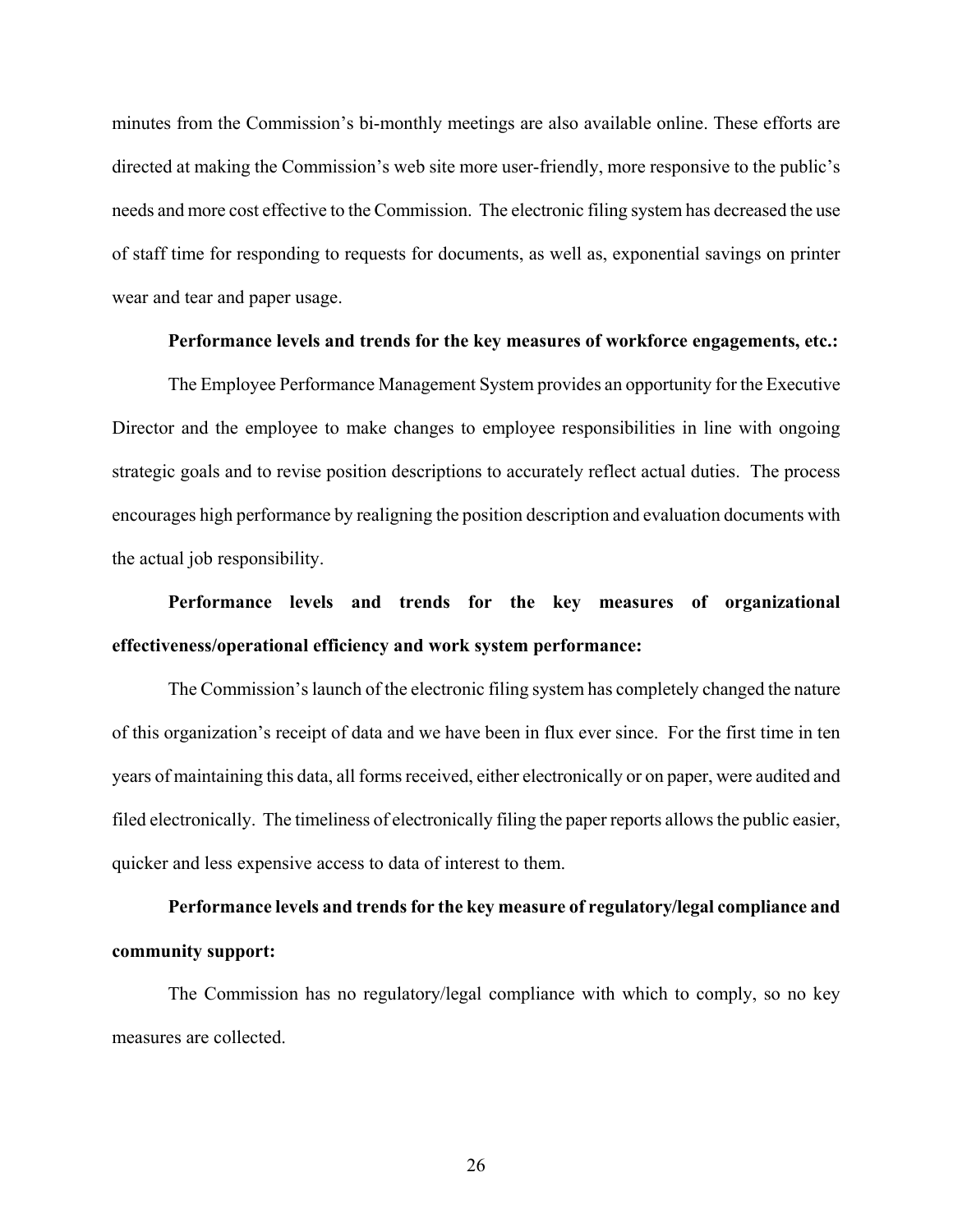minutes from the Commission's bi-monthly meetings are also available online. These efforts are directed at making the Commission's web site more user-friendly, more responsive to the public's needs and more cost effective to the Commission. The electronic filing system has decreased the use of staff time for responding to requests for documents, as well as, exponential savings on printer wear and tear and paper usage.

**Performance levels and trends for the key measures of workforce engagements, etc.:**

The Employee Performance Management System provides an opportunity for the Executive Director and the employee to make changes to employee responsibilities in line with ongoing strategic goals and to revise position descriptions to accurately reflect actual duties. The process encourages high performance by realigning the position description and evaluation documents with the actual job responsibility.

**Performance levels and trends for the key measures of organizational effectiveness/operational efficiency and work system performance:**

The Commission's launch of the electronic filing system has completely changed the nature of this organization's receipt of data and we have been in flux ever since. For the first time in ten years of maintaining this data, all forms received, either electronically or on paper, were audited and filed electronically. The timeliness of electronically filing the paper reports allows the public easier, quicker and less expensive access to data of interest to them.

**Performance levels and trends for the key measure of regulatory/legal compliance and community support:**

The Commission has no regulatory/legal compliance with which to comply, so no key measures are collected.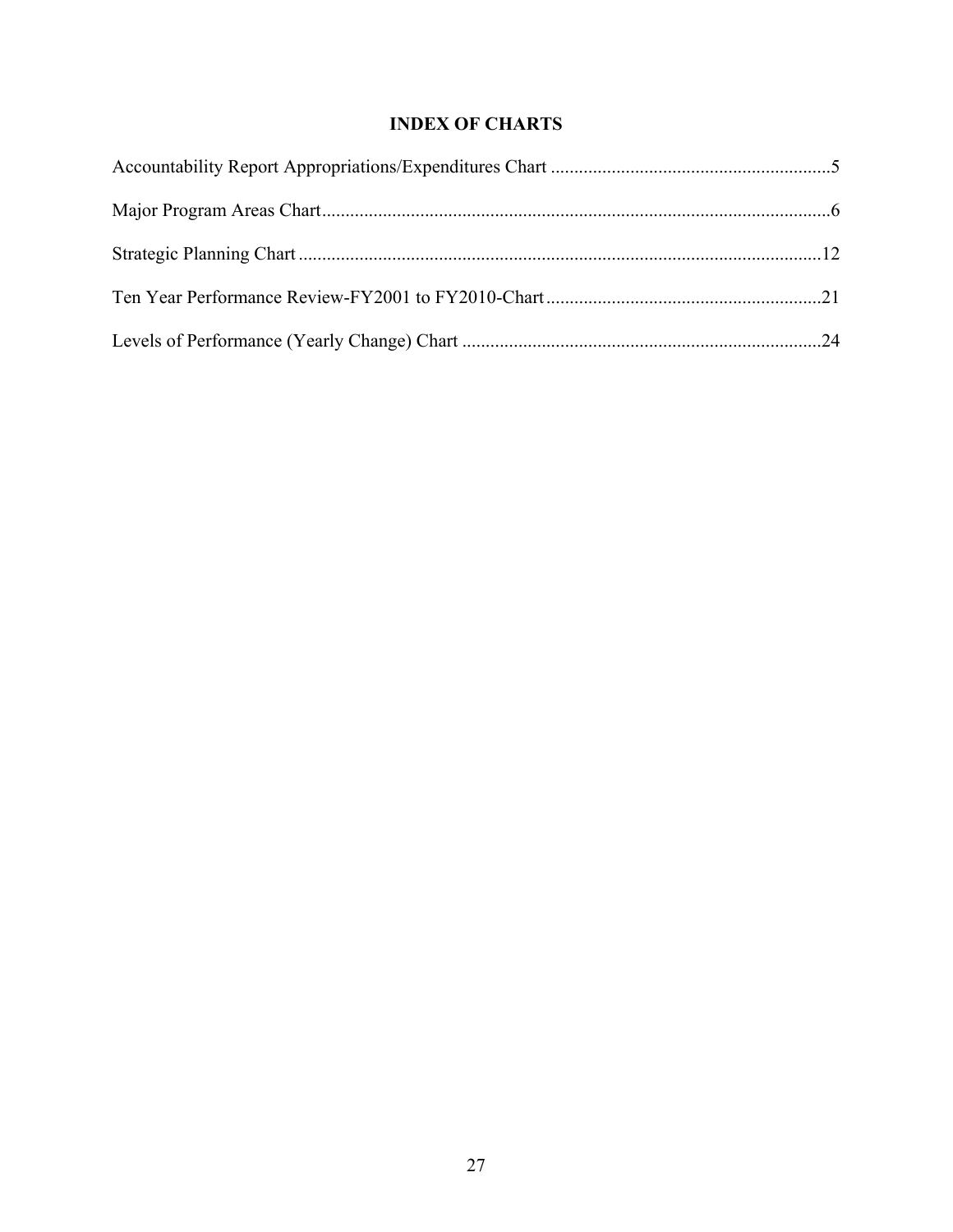# INDEX OF CHARTS

Accountability Report Appropriations/Expenditures Chart ............................................................5

Major Program Areas Chart.............................................................................................................6

Strategic Planning Chart ...............................................................................................................12

Ten Year Performance Review-FY2001 to FY2010-Chart...........................................................21

Levels of Performance (Yearly Change) Chart .............................................................................24